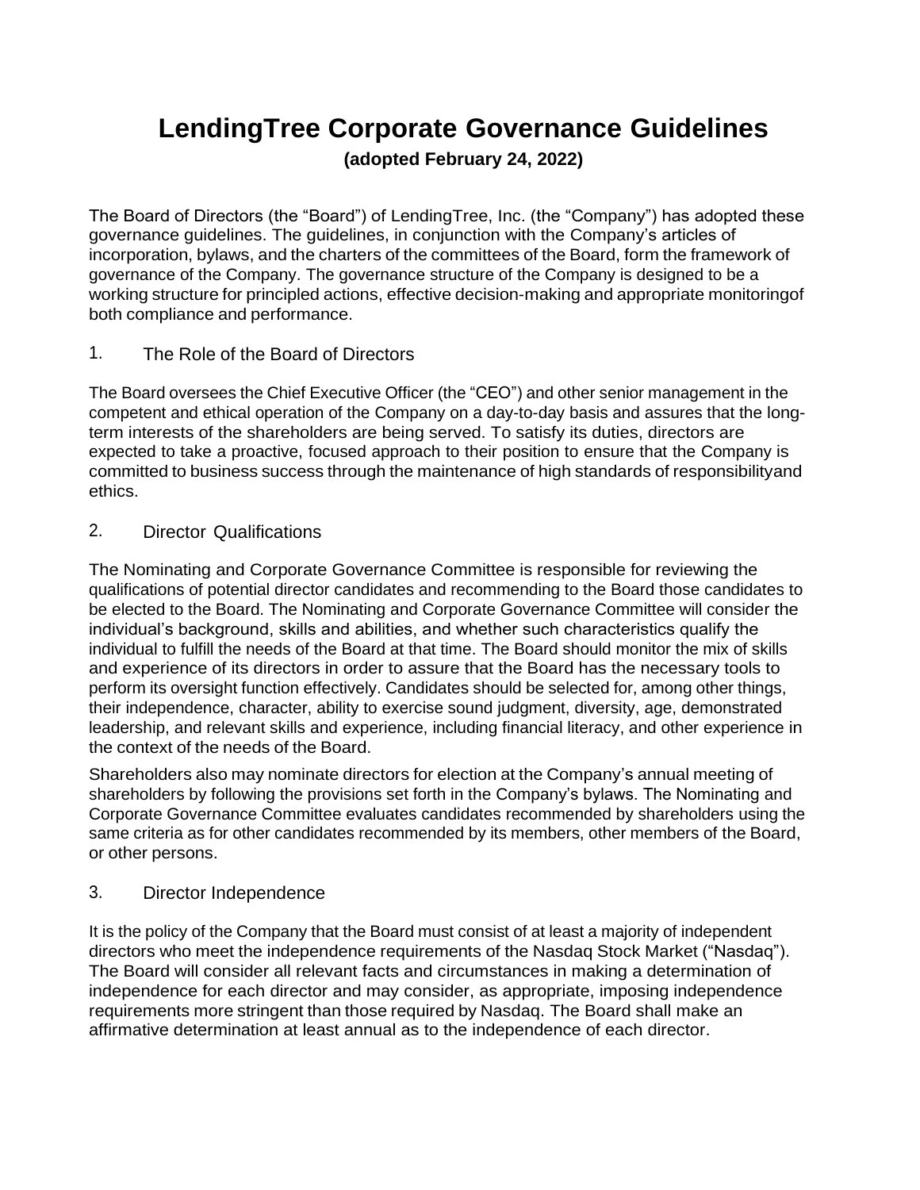# LendingTree Corporate Governance Guidelines

**(adopted February 24, 2022)**

The Board of Directors (the "Board") of LendingTree, Inc. (the "Company") has adopted these governance guidelines. The guidelines, in conjunction with the Company's articles of incorporation, bylaws, and the charters of the committees of the Board, form the framework of governance of the Company. The governance structure of the Company is designed to be a working structure for principled actions, effective decision-making and appropriate monitoringof both compliance and performance.

## 1. The Role of the Board of Directors

The Board oversees the Chief Executive Officer (the "CEO") and other senior management in the competent and ethical operation of the Company on a day-to-day basis and assures that the long-term interests of the shareholders are being served. To satisfy its duties, directors are expected to take a proactive, focused approach to their position to ensure that the Company is committed to business success through the maintenance of high standards of responsibilityand ethics.

## 2. Director Qualifications

The Nominating and Corporate Governance Committee is responsible for reviewing the qualifications of potential director candidates and recommending to the Board those candidates to be elected to the Board. The Nominating and Corporate Governance Committee will consider the individual's background, skills and abilities, and whether such characteristics qualify the individual to fulfill the needs of the Board at that time. The Board should monitor the mix of skills and experience of its directors in order to assure that the Board has the necessary tools to perform its oversight function effectively. Candidates should be selected for, among other things, their independence, character, ability to exercise sound judgment, diversity, age, demonstrated leadership, and relevant skills and experience, including financial literacy, and other experience in the context of the needs of the Board.

Shareholders also may nominate directors for election at the Company's annual meeting of shareholders by following the provisions set forth in the Company's bylaws. The Nominating and Corporate Governance Committee evaluates candidates recommended by shareholders using the same criteria as for other candidates recommended by its members, other members of the Board, or other persons.

## 3. Director Independence

It is the policy of the Company that the Board must consist of at least a majority of independent directors who meet the independence requirements of the Nasdaq Stock Market ("Nasdaq"). The Board will consider all relevant facts and circumstances in making a determination of independence for each director and may consider, as appropriate, imposing independence requirements more stringent than those required by Nasdaq. The Board shall make an affirmative determination at least annual as to the independence of each director.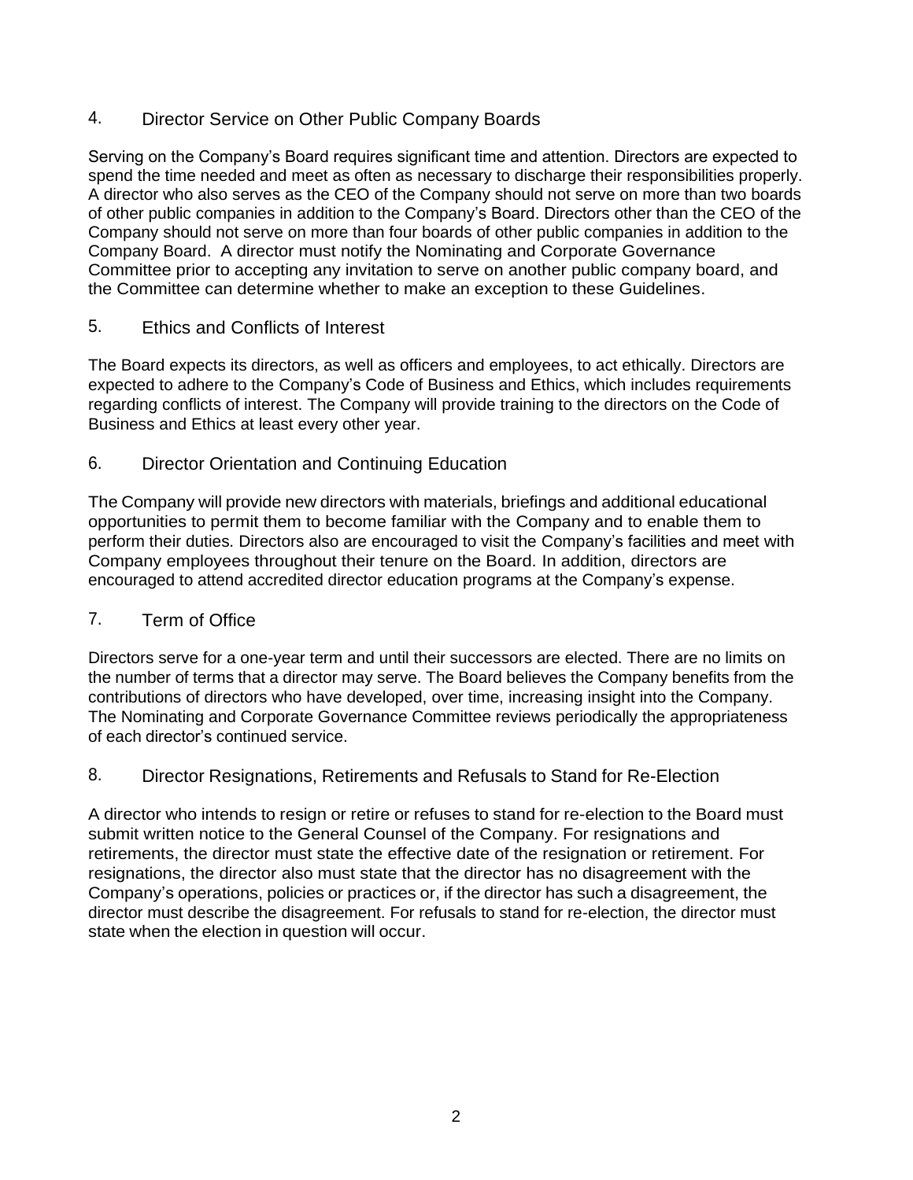## 4. Director Service on Other Public Company Boards

Serving on the Company's Board requires significant time and attention. Directors are expected to spend the time needed and meet as often as necessary to discharge their responsibilities properly. A director who also serves as the CEO of the Company should not serve on more than two boards of other public companies in addition to the Company's Board. Directors other than the CEO of the Company should not serve on more than four boards of other public companies in addition to the Company Board. A director must notify the Nominating and Corporate Governance Committee prior to accepting any invitation to serve on another public company board, and the Committee can determine whether to make an exception to these Guidelines.

## 5. Ethics and Conflicts of Interest

The Board expects its directors, as well as officers and employees, to act ethically. Directors are expected to adhere to the Company's Code of Business and Ethics, which includes requirements regarding conflicts of interest. The Company will provide training to the directors on the Code of Business and Ethics at least every other year.

## 6. Director Orientation and Continuing Education

The Company will provide new directors with materials, briefings and additional educational opportunities to permit them to become familiar with the Company and to enable them to perform their duties. Directors also are encouraged to visit the Company's facilities and meet with Company employees throughout their tenure on the Board. In addition, directors are encouraged to attend accredited director education programs at the Company's expense.

## 7. Term of Office

Directors serve for a one-year term and until their successors are elected. There are no limits on the number of terms that a director may serve. The Board believes the Company benefits from the contributions of directors who have developed, over time, increasing insight into the Company. The Nominating and Corporate Governance Committee reviews periodically the appropriateness of each director's continued service.

## 8. Director Resignations, Retirements and Refusals to Stand for Re-Election

A director who intends to resign or retire or refuses to stand for re-election to the Board must submit written notice to the General Counsel of the Company. For resignations and retirements, the director must state the effective date of the resignation or retirement. For resignations, the director also must state that the director has no disagreement with the Company's operations, policies or practices or, if the director has such a disagreement, the director must describe the disagreement. For refusals to stand for re-election, the director must state when the election in question will occur.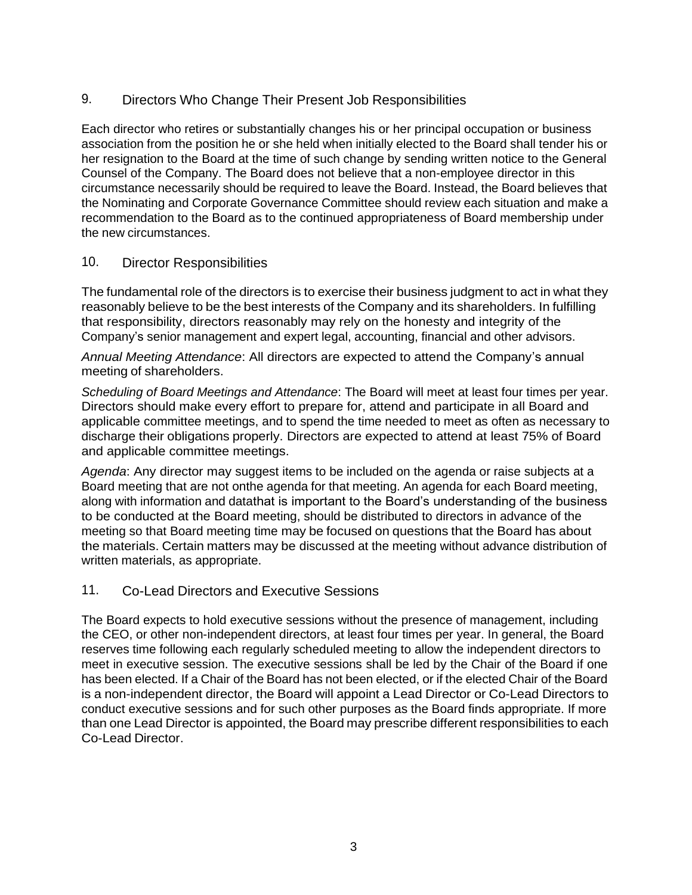## 9. Directors Who Change Their Present Job Responsibilities

Each director who retires or substantially changes his or her principal occupation or business association from the position he or she held when initially elected to the Board shall tender his or her resignation to the Board at the time of such change by sending written notice to the General Counsel of the Company. The Board does not believe that a non-employee director in this circumstance necessarily should be required to leave the Board. Instead, the Board believes that the Nominating and Corporate Governance Committee should review each situation and make a recommendation to the Board as to the continued appropriateness of Board membership under the new circumstances.

## 10. Director Responsibilities

The fundamental role of the directors is to exercise their business judgment to act in what they reasonably believe to be the best interests of the Company and its shareholders. In fulfilling that responsibility, directors reasonably may rely on the honesty and integrity of the Company's senior management and expert legal, accounting, financial and other advisors.

*Annual Meeting Attendance*: All directors are expected to attend the Company's annual meeting of shareholders.

*Scheduling of Board Meetings and Attendance*: The Board will meet at least four times per year. Directors should make every effort to prepare for, attend and participate in all Board and applicable committee meetings, and to spend the time needed to meet as often as necessary to discharge their obligations properly. Directors are expected to attend at least 75% of Board and applicable committee meetings.

*Agenda*: Any director may suggest items to be included on the agenda or raise subjects at a Board meeting that are not onthe agenda for that meeting. An agenda for each Board meeting, along with information and datathat is important to the Board's understanding of the business to be conducted at the Board meeting, should be distributed to directors in advance of the meeting so that Board meeting time may be focused on questions that the Board has about the materials. Certain matters may be discussed at the meeting without advance distribution of written materials, as appropriate.

## 11. Co-Lead Directors and Executive Sessions

The Board expects to hold executive sessions without the presence of management, including the CEO, or other non-independent directors, at least four times per year. In general, the Board reserves time following each regularly scheduled meeting to allow the independent directors to meet in executive session. The executive sessions shall be led by the Chair of the Board if one has been elected. If a Chair of the Board has not been elected, or if the elected Chair of the Board is a non-independent director, the Board will appoint a Lead Director or Co-Lead Directors to conduct executive sessions and for such other purposes as the Board finds appropriate. If more than one Lead Director is appointed, the Board may prescribe different responsibilities to each Co-Lead Director.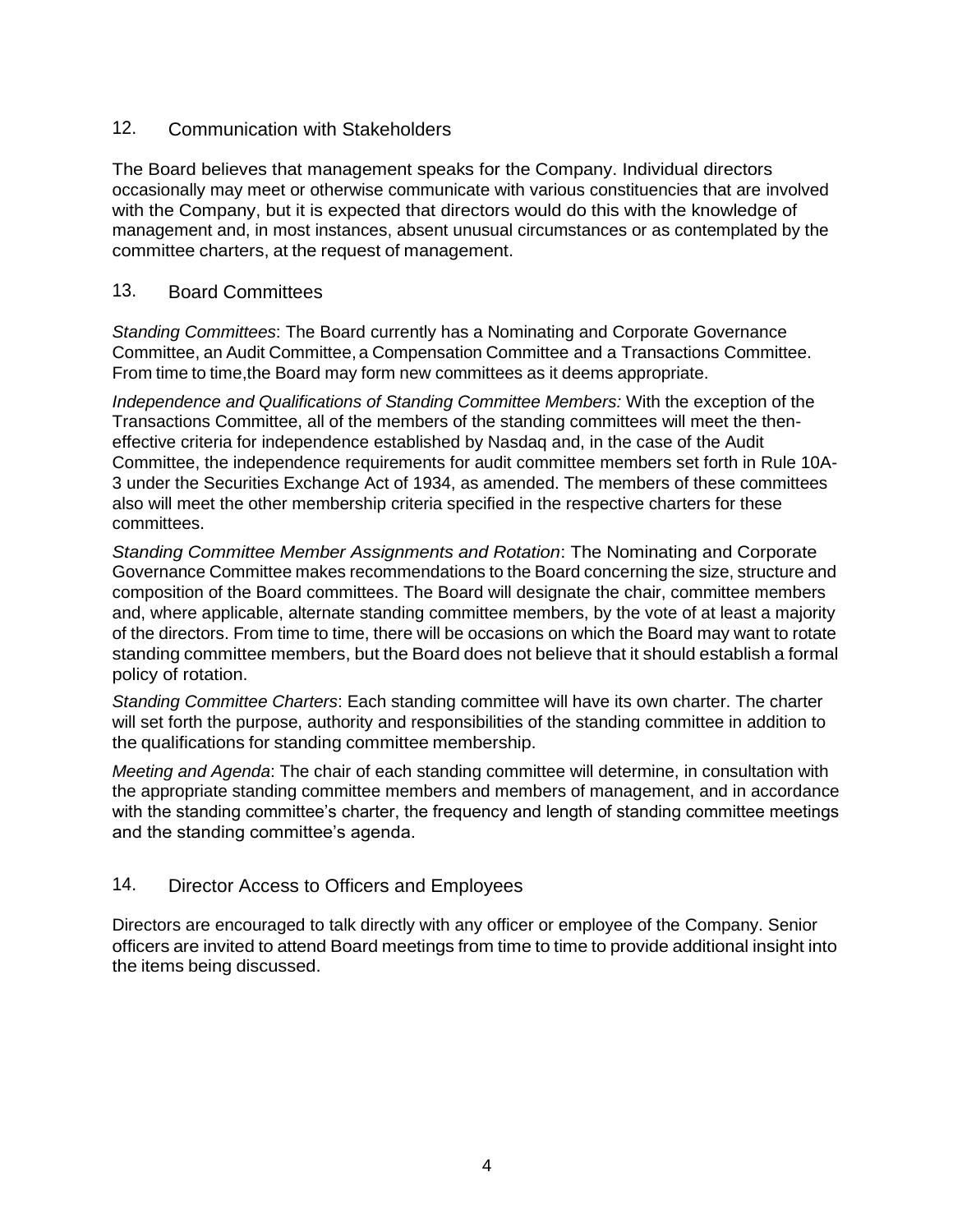## 12. Communication with Stakeholders

The Board believes that management speaks for the Company. Individual directors occasionally may meet or otherwise communicate with various constituencies that are involved with the Company, but it is expected that directors would do this with the knowledge of management and, in most instances, absent unusual circumstances or as contemplated by the committee charters, at the request of management.

## 13. Board Committees

*Standing Committees*: The Board currently has a Nominating and Corporate Governance Committee, an Audit Committee, a Compensation Committee and a Transactions Committee. From time to time, the Board may form new committees as it deems appropriate.

*Independence and Qualifications of Standing Committee Members:* With the exception of the Transactions Committee, all of the members of the standing committees will meet the then-effective criteria for independence established by Nasdaq and, in the case of the Audit Committee, the independence requirements for audit committee members set forth in Rule 10A-3 under the Securities Exchange Act of 1934, as amended. The members of these committees also will meet the other membership criteria specified in the respective charters for these committees.

*Standing Committee Member Assignments and Rotation*: The Nominating and Corporate Governance Committee makes recommendations to the Board concerning the size, structure and composition of the Board committees. The Board will designate the chair, committee members and, where applicable, alternate standing committee members, by the vote of at least a majority of the directors. From time to time, there will be occasions on which the Board may want to rotate standing committee members, but the Board does not believe that it should establish a formal policy of rotation.

*Standing Committee Charters*: Each standing committee will have its own charter. The charter will set forth the purpose, authority and responsibilities of the standing committee in addition to the qualifications for standing committee membership.

*Meeting and Agenda*: The chair of each standing committee will determine, in consultation with the appropriate standing committee members and members of management, and in accordance with the standing committee's charter, the frequency and length of standing committee meetings and the standing committee's agenda.

## 14. Director Access to Officers and Employees

Directors are encouraged to talk directly with any officer or employee of the Company. Senior officers are invited to attend Board meetings from time to time to provide additional insight into the items being discussed.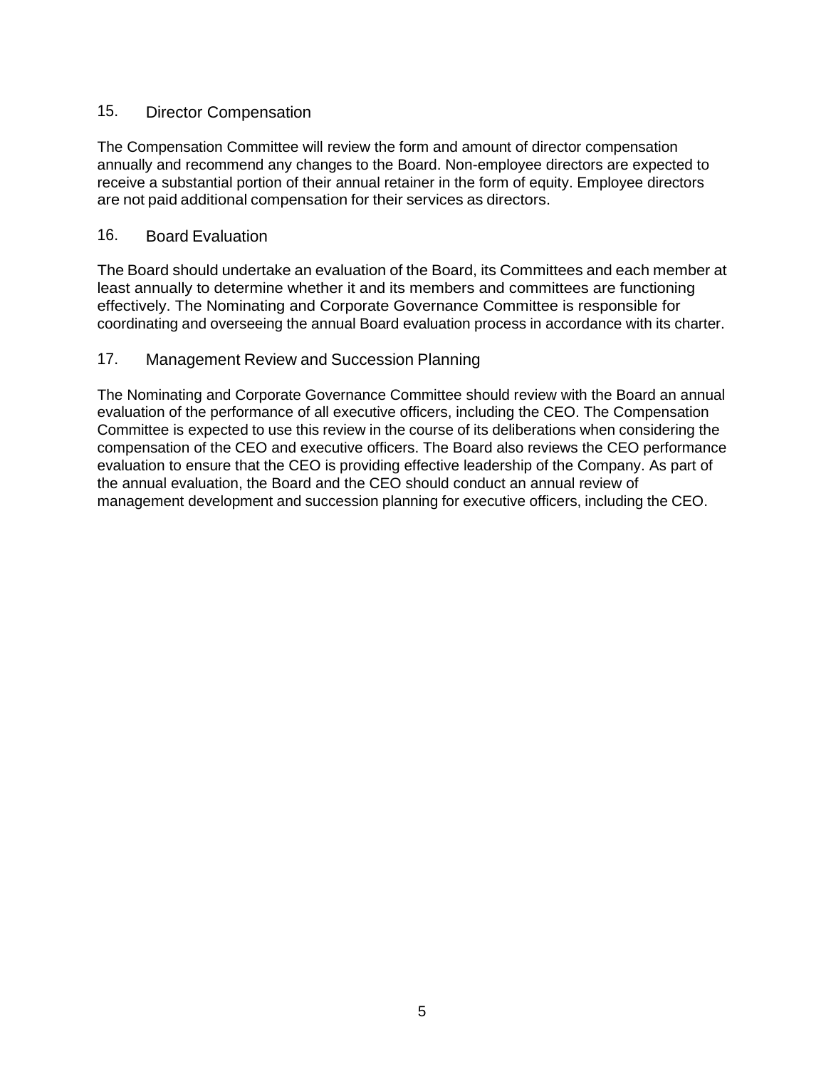## 15. Director Compensation

The Compensation Committee will review the form and amount of director compensation annually and recommend any changes to the Board. Non-employee directors are expected to receive a substantial portion of their annual retainer in the form of equity. Employee directors are not paid additional compensation for their services as directors.

## 16. Board Evaluation

The Board should undertake an evaluation of the Board, its Committees and each member at least annually to determine whether it and its members and committees are functioning effectively. The Nominating and Corporate Governance Committee is responsible for coordinating and overseeing the annual Board evaluation process in accordance with its charter.

## 17. Management Review and Succession Planning

The Nominating and Corporate Governance Committee should review with the Board an annual evaluation of the performance of all executive officers, including the CEO. The Compensation Committee is expected to use this review in the course of its deliberations when considering the compensation of the CEO and executive officers. The Board also reviews the CEO performance evaluation to ensure that the CEO is providing effective leadership of the Company. As part of the annual evaluation, the Board and the CEO should conduct an annual review of management development and succession planning for executive officers, including the CEO.